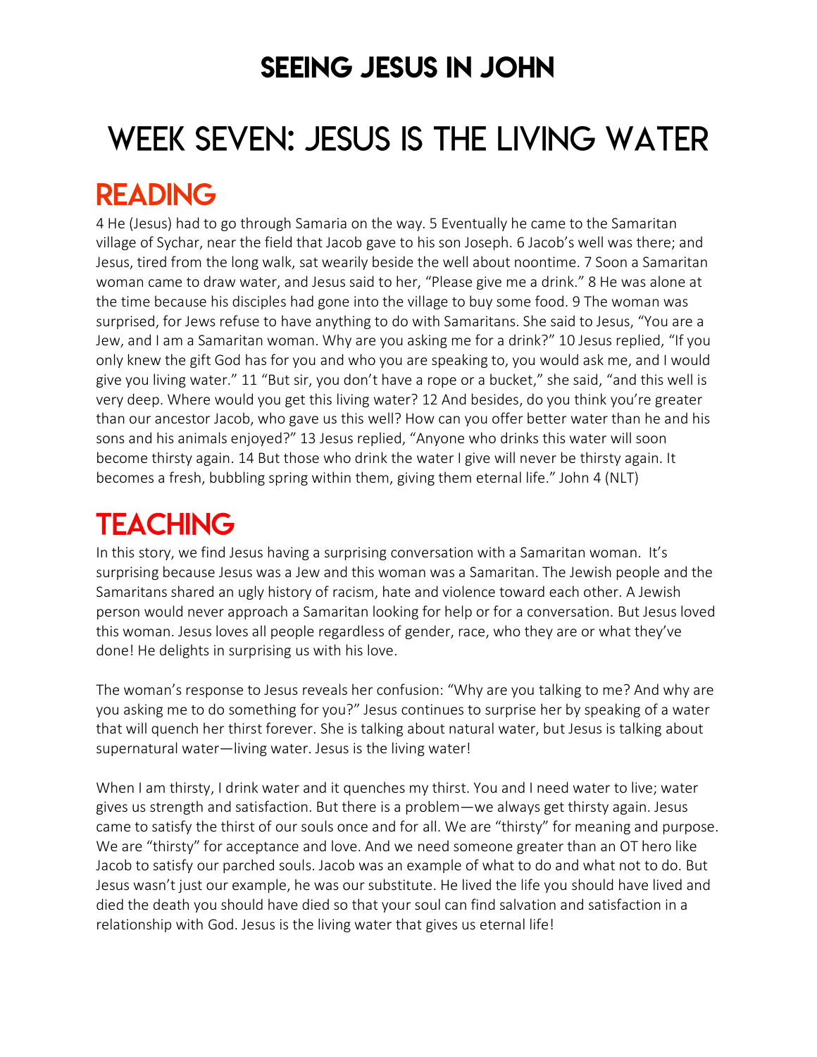# SEEING JESUS IN JOHN

# WEEK SEVEN: JESUS IS THE LIVING WATER

## READING

4 He (Jesus) had to go through Samaria on the way. 5 Eventually he came to the Samaritan village of Sychar, near the field that Jacob gave to his son Joseph. 6 Jacob's well was there; and Jesus, tired from the long walk, sat wearily beside the well about noontime. 7 Soon a Samaritan woman came to draw water, and Jesus said to her, "Please give me a drink." 8 He was alone at the time because his disciples had gone into the village to buy some food. 9 The woman was surprised, for Jews refuse to have anything to do with Samaritans. She said to Jesus, "You are a Jew, and I am a Samaritan woman. Why are you asking me for a drink?" 10 Jesus replied, "If you only knew the gift God has for you and who you are speaking to, you would ask me, and I would give you living water." 11 "But sir, you don't have a rope or a bucket," she said, "and this well is very deep. Where would you get this living water? 12 And besides, do you think you're greater than our ancestor Jacob, who gave us this well? How can you offer better water than he and his sons and his animals enjoyed?" 13 Jesus replied, "Anyone who drinks this water will soon become thirsty again. 14 But those who drink the water I give will never be thirsty again. It becomes a fresh, bubbling spring within them, giving them eternal life." John 4 (NLT)

## TEACHING

In this story, we find Jesus having a surprising conversation with a Samaritan woman. It's surprising because Jesus was a Jew and this woman was a Samaritan. The Jewish people and the Samaritans shared an ugly history of racism, hate and violence toward each other. A Jewish person would never approach a Samaritan looking for help or for a conversation. But Jesus loved this woman. Jesus loves all people regardless of gender, race, who they are or what they've done! He delights in surprising us with his love.

The woman's response to Jesus reveals her confusion: "Why are you talking to me? And why are you asking me to do something for you?" Jesus continues to surprise her by speaking of a water that will quench her thirst forever. She is talking about natural water, but Jesus is talking about supernatural water—living water. Jesus is the living water!

When I am thirsty, I drink water and it quenches my thirst. You and I need water to live; water gives us strength and satisfaction. But there is a problem—we always get thirsty again. Jesus came to satisfy the thirst of our souls once and for all. We are "thirsty" for meaning and purpose. We are "thirsty" for acceptance and love. And we need someone greater than an OT hero like Jacob to satisfy our parched souls. Jacob was an example of what to do and what not to do. But Jesus wasn't just our example, he was our substitute. He lived the life you should have lived and died the death you should have died so that your soul can find salvation and satisfaction in a relationship with God. Jesus is the living water that gives us eternal life!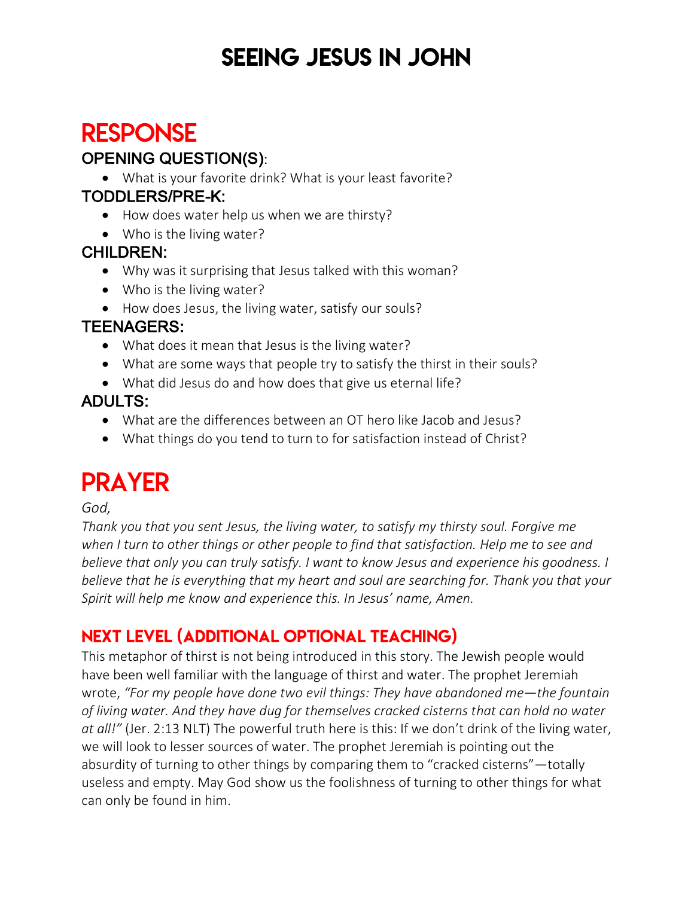# SEEING JESUS IN JOHN

## RESPONSE

### OPENING QUESTION(S):

- What is your favorite drink? What is your least favorite?

### TODDLERS/PRE-K:

- How does water help us when we are thirsty?
- Who is the living water?

### CHILDREN:

- Why was it surprising that Jesus talked with this woman?
- Who is the living water?
- How does Jesus, the living water, satisfy our souls?

### TEENAGERS:

- What does it mean that Jesus is the living water?
- What are some ways that people try to satisfy the thirst in their souls?
- What did Jesus do and how does that give us eternal life?

### ADULTS:

- What are the differences between an OT hero like Jacob and Jesus?
- What things do you tend to turn to for satisfaction instead of Christ?

## PRAYER

*God,*

*Thank you that you sent Jesus, the living water, to satisfy my thirsty soul. Forgive me when I turn to other things or other people to find that satisfaction. Help me to see and believe that only you can truly satisfy. I want to know Jesus and experience his goodness. I believe that he is everything that my heart and soul are searching for. Thank you that your Spirit will help me know and experience this. In Jesus' name, Amen.*

### NEXT LEVEL (ADDITIONAL OPTIONAL TEACHING)

This metaphor of thirst is not being introduced in this story. The Jewish people would have been well familiar with the language of thirst and water. The prophet Jeremiah wrote, *"For my people have done two evil things: They have abandoned me—the fountain of living water. And they have dug for themselves cracked cisterns that can hold no water at all!"* (Jer. 2:13 NLT) The powerful truth here is this: If we don't drink of the living water, we will look to lesser sources of water. The prophet Jeremiah is pointing out the absurdity of turning to other things by comparing them to "cracked cisterns"—totally useless and empty. May God show us the foolishness of turning to other things for what can only be found in him.